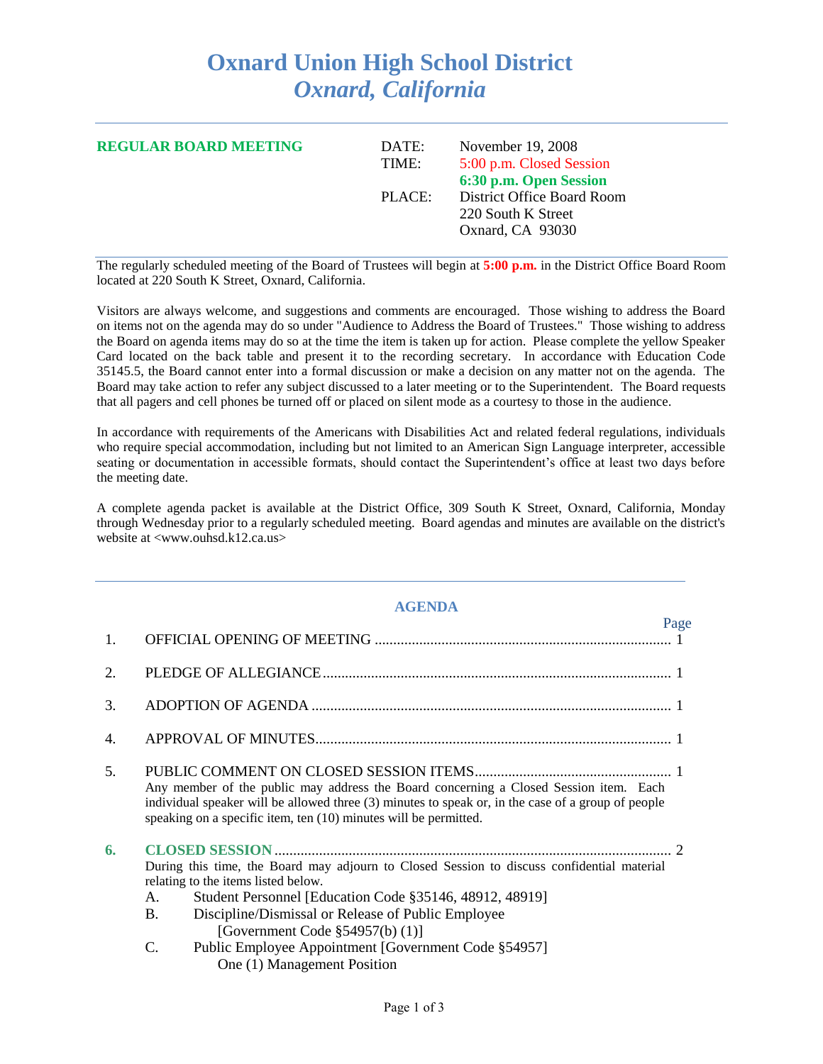# Oxnard Union High School District
## *Oxnard, California*

---

**REGULAR BOARD MEETING**

| | |
|---|---|
| DATE: | November 19, 2008 |
| TIME: | 5:00 p.m. Closed Session |
| | **6:30 p.m. Open Session** |
| PLACE: | District Office Board Room |
| | 220 South K Street |
| | Oxnard, CA 93030 |

---

The regularly scheduled meeting of the Board of Trustees will begin at **5:00 p.m.** in the District Office Board Room located at 220 South K Street, Oxnard, California.

Visitors are always welcome, and suggestions and comments are encouraged. Those wishing to address the Board on items not on the agenda may do so under "Audience to Address the Board of Trustees." Those wishing to address the Board on agenda items may do so at the time the item is taken up for action. Please complete the yellow Speaker Card located on the back table and present it to the recording secretary. In accordance with Education Code 35145.5, the Board cannot enter into a formal discussion or make a decision on any matter not on the agenda. The Board may take action to refer any subject discussed to a later meeting or to the Superintendent. The Board requests that all pagers and cell phones be turned off or placed on silent mode as a courtesy to those in the audience.

In accordance with requirements of the Americans with Disabilities Act and related federal regulations, individuals who require special accommodation, including but not limited to an American Sign Language interpreter, accessible seating or documentation in accessible formats, should contact the Superintendent's office at least two days before the meeting date.

A complete agenda packet is available at the District Office, 309 South K Street, Oxnard, California, Monday through Wednesday prior to a regularly scheduled meeting. Board agendas and minutes are available on the district's website at <www.ouhsd.k12.ca.us>

---

## AGENDA

| | | Page |
|---|---|---|
| 1. | OFFICIAL OPENING OF MEETING | 1 |
| 2. | PLEDGE OF ALLEGIANCE | 1 |
| 3. | ADOPTION OF AGENDA | 1 |
| 4. | APPROVAL OF MINUTES | 1 |
| 5. | PUBLIC COMMENT ON CLOSED SESSION ITEMS | 1 |
| 6. | **CLOSED SESSION** | 2 |

5. PUBLIC COMMENT ON CLOSED SESSION ITEMS

   Any member of the public may address the Board concerning a Closed Session item. Each individual speaker will be allowed three (3) minutes to speak or, in the case of a group of people speaking on a specific item, ten (10) minutes will be permitted.

6. **CLOSED SESSION**

   During this time, the Board may adjourn to Closed Session to discuss confidential material relating to the items listed below.

   A. Student Personnel [Education Code §35146, 48912, 48919]

   B. Discipline/Dismissal or Release of Public Employee
      [Government Code §54957(b) (1)]

   C. Public Employee Appointment [Government Code §54957]
      One (1) Management Position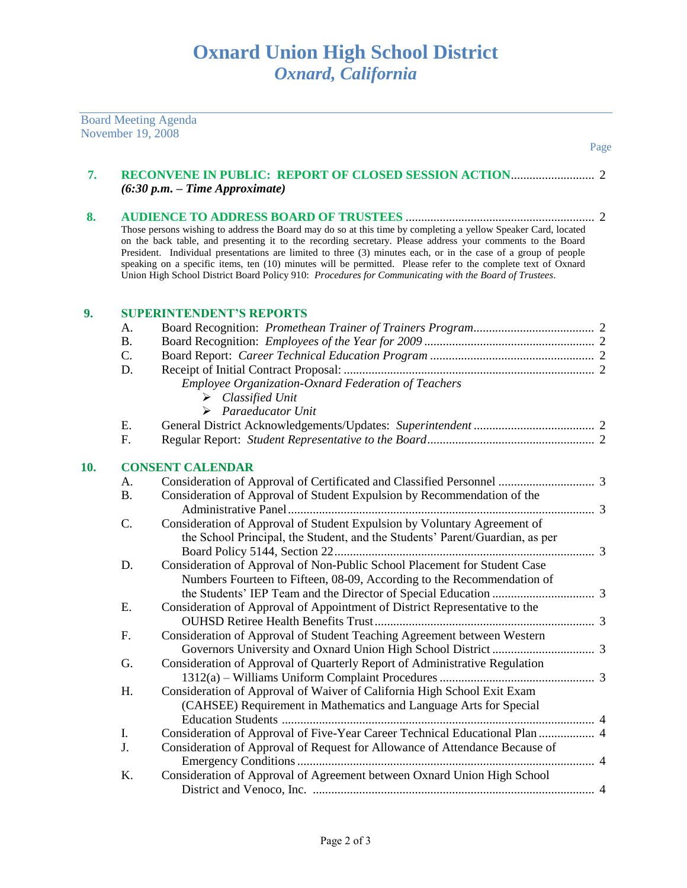# Oxnard Union High School District
## *Oxnard, California*

Board Meeting Agenda
November 19, 2008

Page

**7. RECONVENE IN PUBLIC: REPORT OF CLOSED SESSION ACTION** .......................... 2
***(6:30 p.m. – Time Approximate)***

**8. AUDIENCE TO ADDRESS BOARD OF TRUSTEES** ............................................................ 2

Those persons wishing to address the Board may do so at this time by completing a yellow Speaker Card, located on the back table, and presenting it to the recording secretary. Please address your comments to the Board President. Individual presentations are limited to three (3) minutes each, or in the case of a group of people speaking on a specific items, ten (10) minutes will be permitted. Please refer to the complete text of Oxnard Union High School District Board Policy 910: *Procedures for Communicating with the Board of Trustees*.

**9. SUPERINTENDENT'S REPORTS**

A. Board Recognition: *Promethean Trainer of Trainers Program*...................................... 2
B. Board Recognition: *Employees of the Year for 2009* ...................................................... 2
C. Board Report: *Career Technical Education Program* .................................................... 2
D. Receipt of Initial Contract Proposal: ................................................................................ 2
*Employee Organization-Oxnard Federation of Teachers*
- *Classified Unit*
- *Paraeducator Unit*

E. General District Acknowledgements/Updates: *Superintendent* ...................................... 2
F. Regular Report: *Student Representative to the Board*..................................................... 2

**10. CONSENT CALENDAR**

A. Consideration of Approval of Certificated and Classified Personnel .............................. 3
B. Consideration of Approval of Student Expulsion by Recommendation of the Administrative Panel.................................................................................................. 3
C. Consideration of Approval of Student Expulsion by Voluntary Agreement of the School Principal, the Student, and the Students' Parent/Guardian, as per Board Policy 5144, Section 22.................................................................................... 3
D. Consideration of Approval of Non-Public School Placement for Student Case Numbers Fourteen to Fifteen, 08-09, According to the Recommendation of the Students' IEP Team and the Director of Special Education ................................ 3
E. Consideration of Approval of Appointment of District Representative to the OUHSD Retiree Health Benefits Trust...................................................................... 3
F. Consideration of Approval of Student Teaching Agreement between Western Governors University and Oxnard Union High School District ................................ 3
G. Consideration of Approval of Quarterly Report of Administrative Regulation 1312(a) – Williams Uniform Complaint Procedures ................................................. 3
H. Consideration of Approval of Waiver of California High School Exit Exam (CAHSEE) Requirement in Mathematics and Language Arts for Special Education Students .................................................................................................... 4
I. Consideration of Approval of Five-Year Career Technical Educational Plan .................. 4
J. Consideration of Approval of Request for Allowance of Attendance Because of Emergency Conditions............................................................................................... 4
K. Consideration of Approval of Agreement between Oxnard Union High School District and Venoco, Inc. .......................................................................................... 4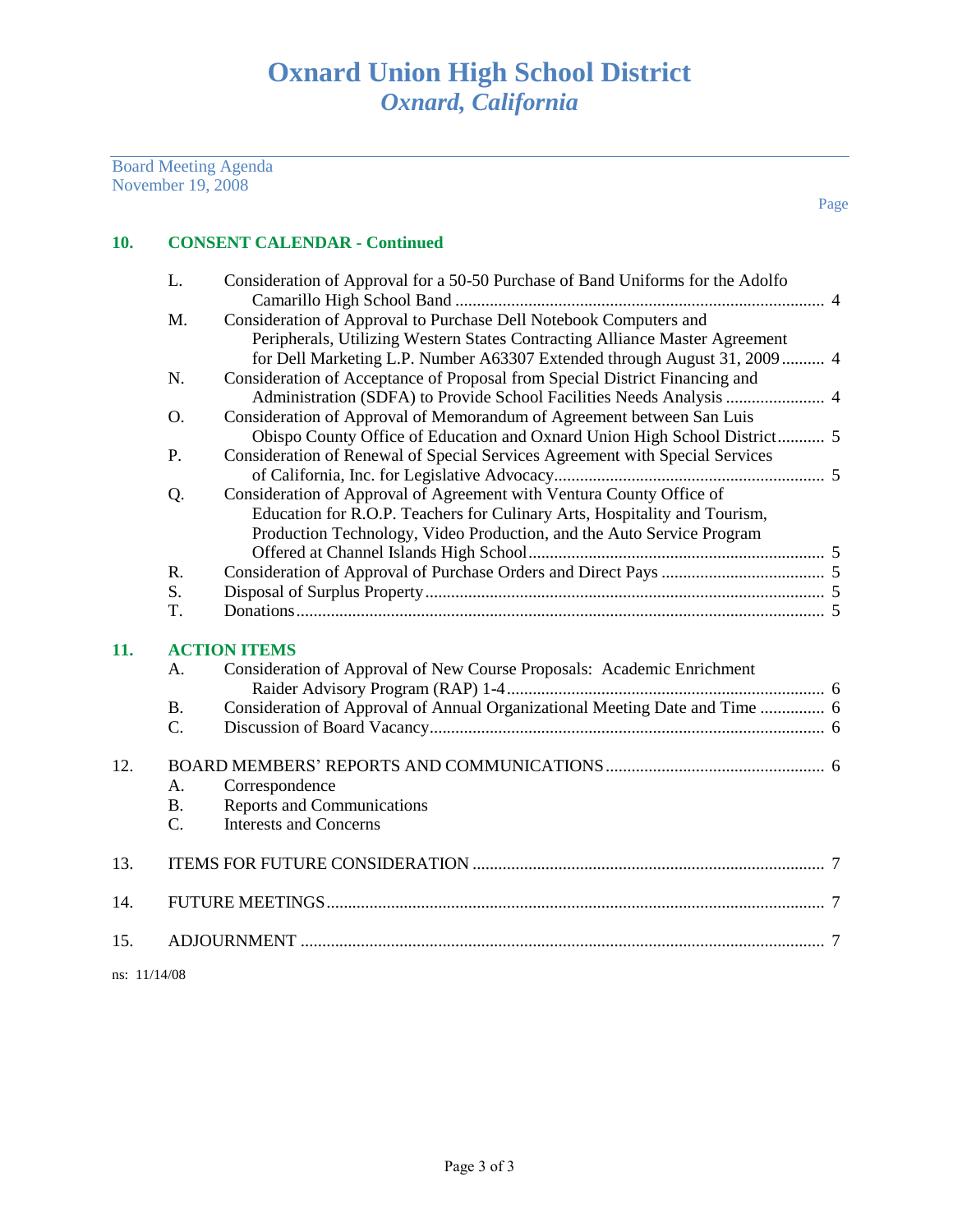# Oxnard Union High School District
## *Oxnard, California*

Board Meeting Agenda
November 19, 2008

Page

## 10. CONSENT CALENDAR - Continued

- L. Consideration of Approval for a 50-50 Purchase of Band Uniforms for the Adolfo Camarillo High School Band ..................... 4
- M. Consideration of Approval to Purchase Dell Notebook Computers and Peripherals, Utilizing Western States Contracting Alliance Master Agreement for Dell Marketing L.P. Number A63307 Extended through August 31, 2009 .......... 4
- N. Consideration of Acceptance of Proposal from Special District Financing and Administration (SDFA) to Provide School Facilities Needs Analysis ..................... 4
- O. Consideration of Approval of Memorandum of Agreement between San Luis Obispo County Office of Education and Oxnard Union High School District........... 5
- P. Consideration of Renewal of Special Services Agreement with Special Services of California, Inc. for Legislative Advocacy..................... 5
- Q. Consideration of Approval of Agreement with Ventura County Office of Education for R.O.P. Teachers for Culinary Arts, Hospitality and Tourism, Production Technology, Video Production, and the Auto Service Program Offered at Channel Islands High School..................... 5
- R. Consideration of Approval of Purchase Orders and Direct Pays ..................... 5
- S. Disposal of Surplus Property..................... 5
- T. Donations..................... 5

## 11. ACTION ITEMS

- A. Consideration of Approval of New Course Proposals: Academic Enrichment Raider Advisory Program (RAP) 1-4..................... 6
- B. Consideration of Approval of Annual Organizational Meeting Date and Time ............... 6
- C. Discussion of Board Vacancy..................... 6

12. BOARD MEMBERS' REPORTS AND COMMUNICATIONS..................... 6
- A. Correspondence
- B. Reports and Communications
- C. Interests and Concerns

13. ITEMS FOR FUTURE CONSIDERATION ..................... 7

14. FUTURE MEETINGS..................... 7

15. ADJOURNMENT ..................... 7

ns: 11/14/08